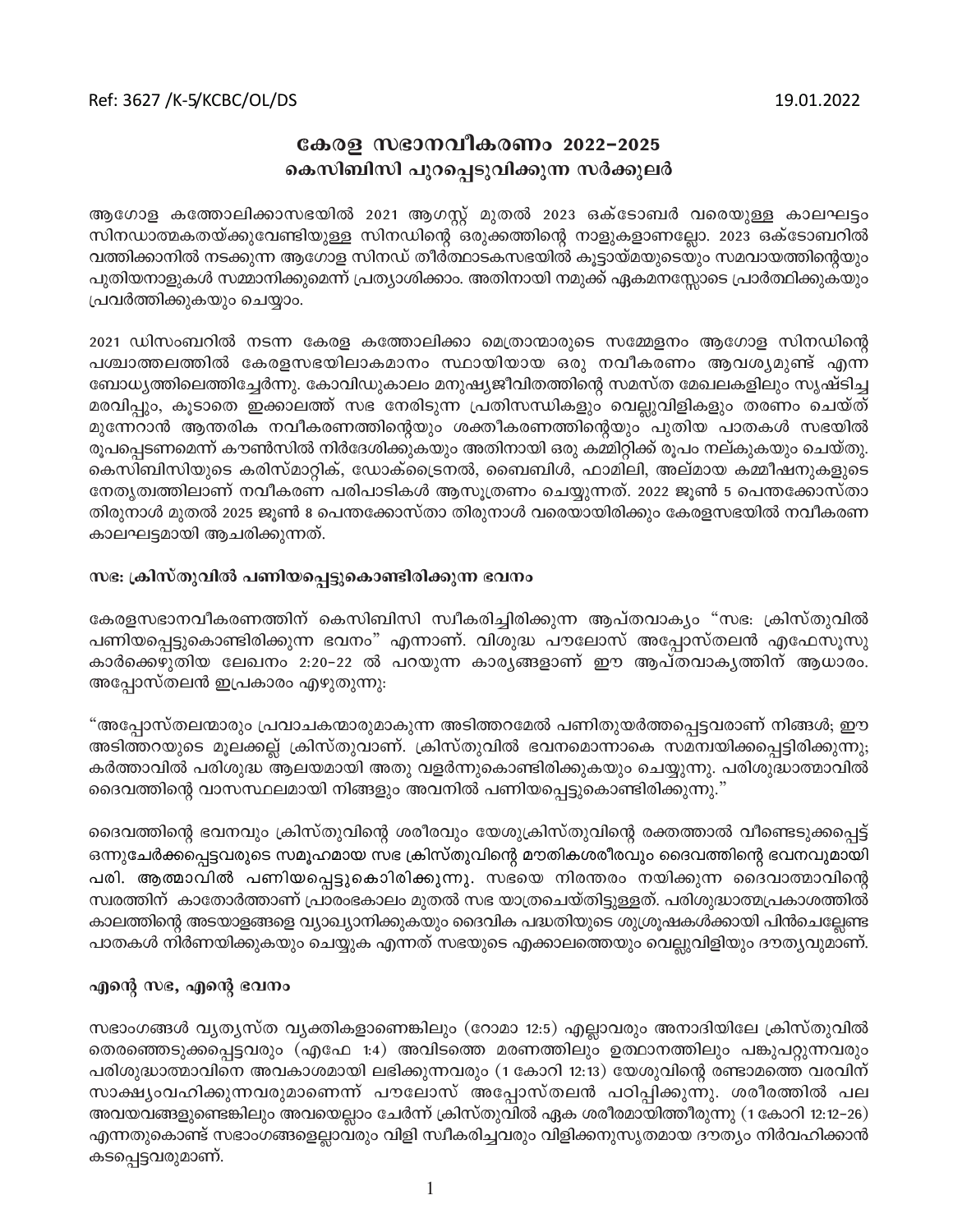Ref: 3627 /K-5/KCBC/OL/DS

19.01.2022

# കേരള സഭാനവീകരണം 2022–2025
## കെസിബിസി പുറപ്പെടുവിക്കുന്ന സർക്കുലർ

ആഗോള കത്തോലിക്കാസഭയിൽ 2021 ആഗസ്റ്റ് മുതൽ 2023 ഒക്ടോബർ വരെയുള്ള കാലഘട്ടം സിനഡാത്മകതയ്ക്കുവേണ്ടിയുള്ള സിനഡിന്റെ ഒരുക്കത്തിന്റെ നാളുകളാണല്ലോ. 2023 ഒക്ടോബറിൽ വത്തിക്കാനിൽ നടക്കുന്ന ആഗോള സിനഡ് തീർത്ഥാടകസഭയിൽ കൂട്ടായ്മയുടെയും സമവായത്തിന്റെയും പുതിയനാളുകൾ സമ്മാനിക്കുമെന്ന് പ്രത്യാശിക്കാം. അതിനായി നമുക്ക് ഏകമനസ്സോടെ പ്രാർത്ഥിക്കുകയും പ്രവർത്തിക്കുകയും ചെയ്യാം.

2021 ഡിസംബറിൽ നടന്ന കേരള കത്തോലിക്കാ മെത്രാന്മാരുടെ സമ്മേളനം ആഗോള സിനഡിന്റെ പശ്ചാത്തലത്തിൽ കേരളസഭയിലാകമാനം സ്ഥായിയായ ഒരു നവീകരണം ആവശ്യമുണ്ട് എന്ന ബോധ്യത്തിലെത്തിച്ചേർന്നു. കോവിഡുകാലം മനുഷ്യജീവിതത്തിന്റെ സമസ്ത മേഖലകളിലും സൃഷ്ടിച്ച മരവിപ്പും, കൂടാതെ ഇക്കാലത്ത് സഭ നേരിടുന്ന പ്രതിസന്ധികളും വെല്ലുവിളികളും തരണം ചെയ്ത് മുന്നേറാൻ ആന്തരിക നവീകരണത്തിന്റെയും ശക്തീകരണത്തിന്റെയും പുതിയ പാതകൾ സഭയിൽ രൂപപ്പെടണമെന്ന് കൗൺസിൽ നിർദേശിക്കുകയും അതിനായി ഒരു കമ്മിറ്റിക്ക് രൂപം നല്കുകയും ചെയ്തു. കെസിബിസിയുടെ കരിസ്മാറ്റിക്, ഡോക്ട്രൈനൽ, ബൈബിൾ, ഫാമിലി, അല്മായ കമ്മീഷനുകളുടെ നേതൃത്വത്തിലാണ് നവീകരണ പരിപാടികൾ ആസൂത്രണം ചെയ്യുന്നത്. 2022 ജൂൺ 5 പെന്തക്കോസ്താ തിരുനാൾ മുതൽ 2025 ജൂൺ 8 പെന്തക്കോസ്താ തിരുനാൾ വരെയായിരിക്കും കേരളസഭയിൽ നവീകരണ കാലഘട്ടമായി ആചരിക്കുന്നത്.

### സഭ: ക്രിസ്തുവിൽ പണിയപ്പെട്ടുകൊണ്ടിരിക്കുന്ന ഭവനം

കേരളസഭാനവീകരണത്തിന് കെസിബിസി സ്വീകരിച്ചിരിക്കുന്ന ആപ്തവാക്യം "സഭ: ക്രിസ്തുവിൽ പണിയപ്പെട്ടുകൊണ്ടിരിക്കുന്ന ഭവനം" എന്നാണ്. വിശുദ്ധ പൗലോസ് അപ്പോസ്തലൻ എഫേസൂസു കാർക്കെഴുതിയ ലേഖനം 2:20–22 ൽ പറയുന്ന കാര്യങ്ങളാണ് ഈ ആപ്തവാക്യത്തിന് ആധാരം. അപ്പോസ്തലൻ ഇപ്രകാരം എഴുതുന്നു:

"അപ്പോസ്തലന്മാരും പ്രവാചകന്മാരുമാകുന്ന അടിത്തറമേൽ പണിതുയർത്തപ്പെട്ടവരാണ് നിങ്ങൾ; ഈ അടിത്തറയുടെ മൂലക്കല്ല് ക്രിസ്തുവാണ്. ക്രിസ്തുവിൽ ഭവനമൊന്നാകെ സമന്വയിക്കപ്പെട്ടിരിക്കുന്നു; കർത്താവിൽ പരിശുദ്ധ ആലയമായി അതു വളർന്നുകൊണ്ടിരിക്കുകയും ചെയ്യുന്നു. പരിശുദ്ധാത്മാവിൽ ദൈവത്തിന്റെ വാസസ്ഥലമായി നിങ്ങളും അവനിൽ പണിയപ്പെട്ടുകൊണ്ടിരിക്കുന്നു."

ദൈവത്തിന്റെ ഭവനവും ക്രിസ്തുവിന്റെ ശരീരവും യേശുക്രിസ്തുവിന്റെ രക്തത്താൽ വീണ്ടെടുക്കപ്പെട്ട് ഒന്നുചേർക്കപ്പെട്ടവരുടെ സമൂഹമായ സഭ ക്രിസ്തുവിന്റെ മൗതികശരീരവും ദൈവത്തിന്റെ ഭവനവുമായി പരി. ആത്മാവിൽ പണിയപ്പെട്ടുകൊിരിക്കുന്നു. സഭയെ നിരന്തരം നയിക്കുന്ന ദൈവാത്മാവിന്റെ സ്വരത്തിന് കാതോർത്താണ് പ്രാരംഭകാലം മുതൽ സഭ യാത്രചെയ്തിട്ടുള്ളത്. പരിശുദ്ധാത്മപ്രകാശത്തിൽ കാലത്തിന്റെ അടയാളങ്ങളെ വ്യാഖ്യാനിക്കുകയും ദൈവിക പദ്ധതിയുടെ ശുശ്രൂഷകൾക്കായി പിൻചെല്ലേണ്ട പാതകൾ നിർണയിക്കുകയും ചെയ്യുക എന്നത് സഭയുടെ എക്കാലത്തെയും വെല്ലുവിളിയും ദൗത്യവുമാണ്.

### എന്റെ സഭ, എന്റെ ഭവനം

സഭാംഗങ്ങൾ വ്യത്യസ്ത വ്യക്തികളാണെങ്കിലും (റോമാ 12:5) എല്ലാവരും അനാദിയിലേ ക്രിസ്തുവിൽ തെരഞ്ഞെടുക്കപ്പെട്ടവരും (എഫേ 1:4) അവിടത്തെ മരണത്തിലും ഉത്ഥാനത്തിലും പങ്കുപറ്റുന്നവരും പരിശുദ്ധാത്മാവിനെ അവകാശമായി ലഭിക്കുന്നവരും (1 കോറി 12:13) യേശുവിന്റെ രണ്ടാമത്തെ വരവിന് സാക്ഷ്യംവഹിക്കുന്നവരുമാണെന്ന് പൗലോസ് അപ്പോസ്തലൻ പഠിപ്പിക്കുന്നു. ശരീരത്തിൽ പല അവയവങ്ങളുണ്ടെങ്കിലും അവയെല്ലാം ചേർന്ന് ക്രിസ്തുവിൽ ഏക ശരീരമായിത്തീരുന്നു (1 കോറി 12:12–26) എന്നതുകൊണ്ട് സഭാംഗങ്ങളെല്ലാവരും വിളി സ്വീകരിച്ചവരും വിളിക്കനുസൃതമായ ദൗത്യം നിർവഹിക്കാൻ കടപ്പെട്ടവരുമാണ്.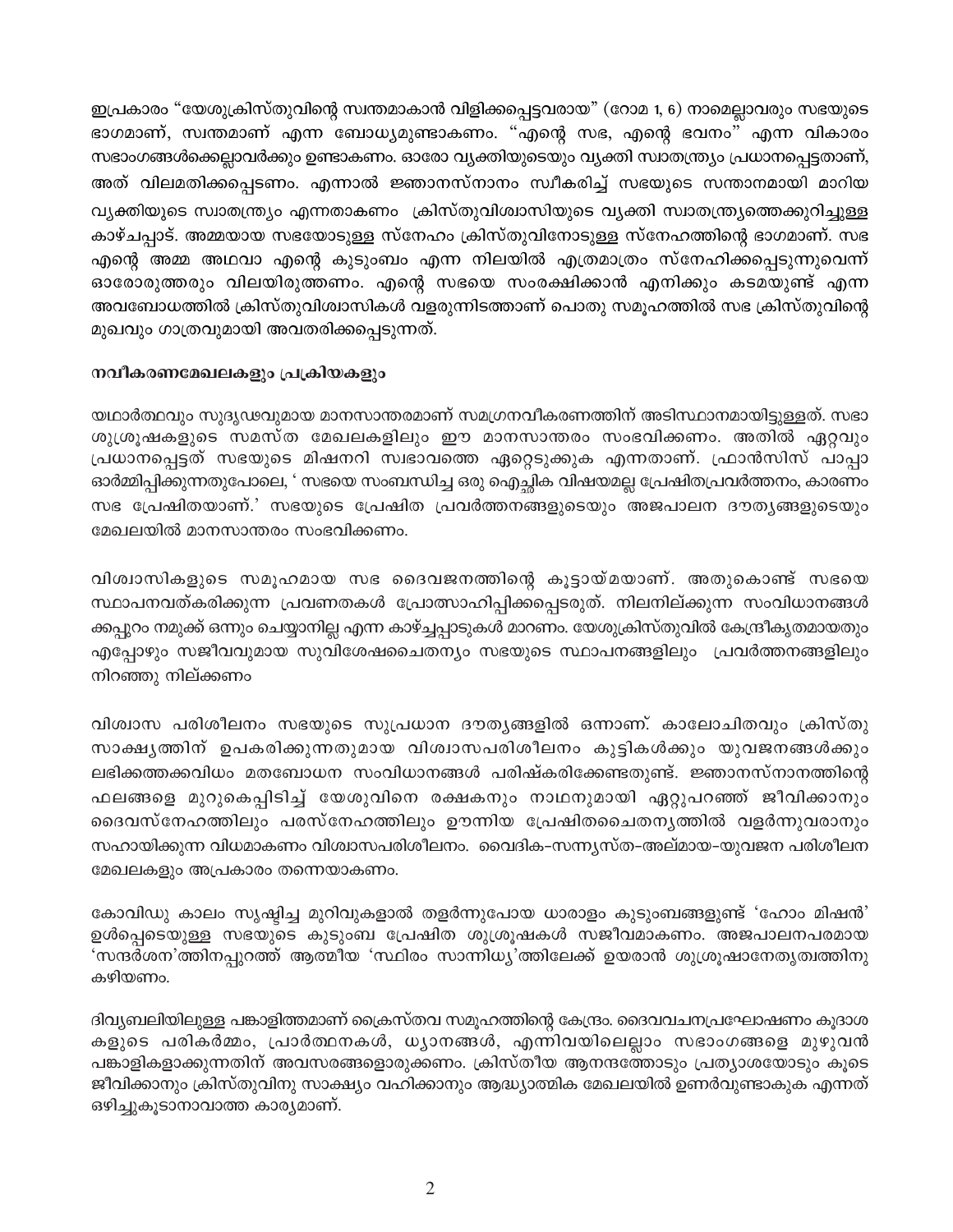ഇപ്രകാരം "യേശുക്രിസ്തുവിന്റെ സ്വന്തമാകാൻ വിളിക്കപ്പെട്ടവരായ" (റോമ 1, 6) നാമെല്ലാവരും സഭയുടെ ഭാഗമാണ്, സ്വന്തമാണ് എന്ന ബോധ്യമുണ്ടാകണം. "എന്റെ സഭ, എന്റെ ഭവനം" എന്ന വികാരം സഭാംഗങ്ങൾക്കെല്ലാവർക്കും ഉണ്ടാകണം. ഓരോ വ്യക്തിയുടെയും വ്യക്തി സ്വാതന്ത്ര്യം പ്രധാനപ്പെട്ടതാണ്, അത് വിലമതിക്കപ്പെടണം. എന്നാൽ ജ്ഞാനസ്നാനം സ്വീകരിച്ച് സഭയുടെ സന്താനമായി മാറിയ വ്യക്തിയുടെ സ്വാതന്ത്ര്യം എന്നതാകണം ക്രിസ്തുവിശ്വാസിയുടെ വ്യക്തി സ്വാതന്ത്ര്യത്തെക്കുറിച്ചുള്ള കാഴ്ചപ്പാട്. അമ്മയായ സഭയോടുള്ള സ്നേഹം ക്രിസ്തുവിനോടുള്ള സ്നേഹത്തിന്റെ ഭാഗമാണ്. സഭ എന്റെ അമ്മ അഥവാ എന്റെ കുടുംബം എന്ന നിലയിൽ എത്രമാത്രം സ്നേഹിക്കപ്പെടുന്നുവെന്ന് ഓരോരുത്തരും വിലയിരുത്തണം. എന്റെ സഭയെ സംരക്ഷിക്കാൻ എനിക്കും കടമയുണ്ട് എന്ന അവബോധത്തിൽ ക്രിസ്തുവിശ്വാസികൾ വളരുന്നിടത്താണ് പൊതു സമൂഹത്തിൽ സഭ ക്രിസ്തുവിന്റെ മുഖവും ഗാത്രവുമായി അവതരിക്കപ്പെടുന്നത്.

**നവീകരണമേഖലകളും പ്രക്രിയകളും**

യഥാർത്ഥവും സുദൃഢവുമായ മാനസാന്തരമാണ് സമഗ്രനവീകരണത്തിന് അടിസ്ഥാനമായിട്ടുള്ളത്. സഭാ ശുശ്രൂഷകളുടെ സമസ്ത മേഖലകളിലും ഈ മാനസാന്തരം സംഭവിക്കണം. അതിൽ ഏറ്റവും പ്രധാനപ്പെട്ടത് സഭയുടെ മിഷനറി സ്വഭാവത്തെ ഏറ്റെടുക്കുക എന്നതാണ്. ഫ്രാൻസിസ് പാപ്പാ ഓർമ്മിപ്പിക്കുന്നതുപോലെ, ' സഭയെ സംബന്ധിച്ച ഒരു ഐച്ഛിക വിഷയമല്ല പ്രേഷിതപ്രവർത്തനം, കാരണം സഭ പ്രേഷിതയാണ്.' സഭയുടെ പ്രേഷിത പ്രവർത്തനങ്ങളുടെയും അജപാലന ദൗത്യങ്ങളുടെയും മേഖലയിൽ മാനസാന്തരം സംഭവിക്കണം.

വിശ്വാസികളുടെ സമൂഹമായ സഭ ദൈവജനത്തിന്റെ കൂട്ടായ്മയാണ്. അതുകൊണ്ട് സഭയെ സ്ഥാപനവത്കരിക്കുന്ന പ്രവണതകൾ പ്രോത്സാഹിപ്പിക്കപ്പെടരുത്. നിലനില്ക്കുന്ന സംവിധാനങ്ങൾക്കപ്പുറം നമുക്ക് ഒന്നും ചെയ്യാനില്ല എന്ന കാഴ്ചപ്പാടുകൾ മാറണം. യേശുക്രിസ്തുവിൽ കേന്ദ്രീകൃതമായതും എപ്പോഴും സജീവവുമായ സുവിശേഷചൈതന്യം സഭയുടെ സ്ഥാപനങ്ങളിലും പ്രവർത്തനങ്ങളിലും നിറഞ്ഞു നില്ക്കണം

വിശ്വാസ പരിശീലനം സഭയുടെ സുപ്രധാന ദൗത്യങ്ങളിൽ ഒന്നാണ്. കാലോചിതവും ക്രിസ്തു സാക്ഷ്യത്തിന് ഉപകരിക്കുന്നതുമായ വിശ്വാസപരിശീലനം കുട്ടികൾക്കും യുവജനങ്ങൾക്കും ലഭിക്കത്തക്കവിധം മതബോധന സംവിധാനങ്ങൾ പരിഷ്കരിക്കേണ്ടതുണ്ട്. ജ്ഞാനസ്നാനത്തിന്റെ ഫലങ്ങളെ മുറുകെപ്പിടിച്ച് യേശുവിനെ രക്ഷകനും നാഥനുമായി ഏറ്റുപറഞ്ഞ് ജീവിക്കാനും ദൈവസ്നേഹത്തിലും പരസ്നേഹത്തിലും ഊന്നിയ പ്രേഷിതചൈതന്യത്തിൽ വളർന്നുവരാനും സഹായിക്കുന്ന വിധമാകണം വിശ്വാസപരിശീലനം. വൈദിക-സന്ന്യസ്ത-അല്മായ-യുവജന പരിശീലന മേഖലകളും അപ്രകാരം തന്നെയാകണം.

കോവിഡു കാലം സൃഷ്ടിച്ച മുറിവുകളാൽ തളർന്നുപോയ ധാരാളം കുടുംബങ്ങളുണ്ട് 'ഹോം മിഷൻ' ഉൾപ്പെടെയുള്ള സഭയുടെ കുടുംബ പ്രേഷിത ശുശ്രൂഷകൾ സജീവമാകണം. അജപാലനപരമായ 'സന്ദർശന'ത്തിനപ്പുറത്ത് ആത്മീയ 'സ്ഥിരം സാന്നിധ്യ'ത്തിലേക്ക് ഉയരാൻ ശുശ്രൂഷാനേതൃത്വത്തിനു കഴിയണം.

ദിവ്യബലിയിലുള്ള പങ്കാളിത്തമാണ് ക്രൈസ്തവ സമൂഹത്തിന്റെ കേന്ദ്രം. ദൈവവചനപ്രഘോഷണം കൂദാശകളുടെ പരികർമ്മം, പ്രാർത്ഥനകൾ, ധ്യാനങ്ങൾ, എന്നിവയിലെല്ലാം സഭാംഗങ്ങളെ മുഴുവൻ പങ്കാളികളാക്കുന്നതിന് അവസരങ്ങളൊരുക്കണം. ക്രിസ്തീയ ആനന്ദത്തോടും പ്രത്യാശയോടും കൂടെ ജീവിക്കാനും ക്രിസ്തുവിനു സാക്ഷ്യം വഹിക്കാനും ആദ്ധ്യാത്മിക മേഖലയിൽ ഉണർവുണ്ടാകുക എന്നത് ഒഴിച്ചുകൂടാനാവാത്ത കാര്യമാണ്.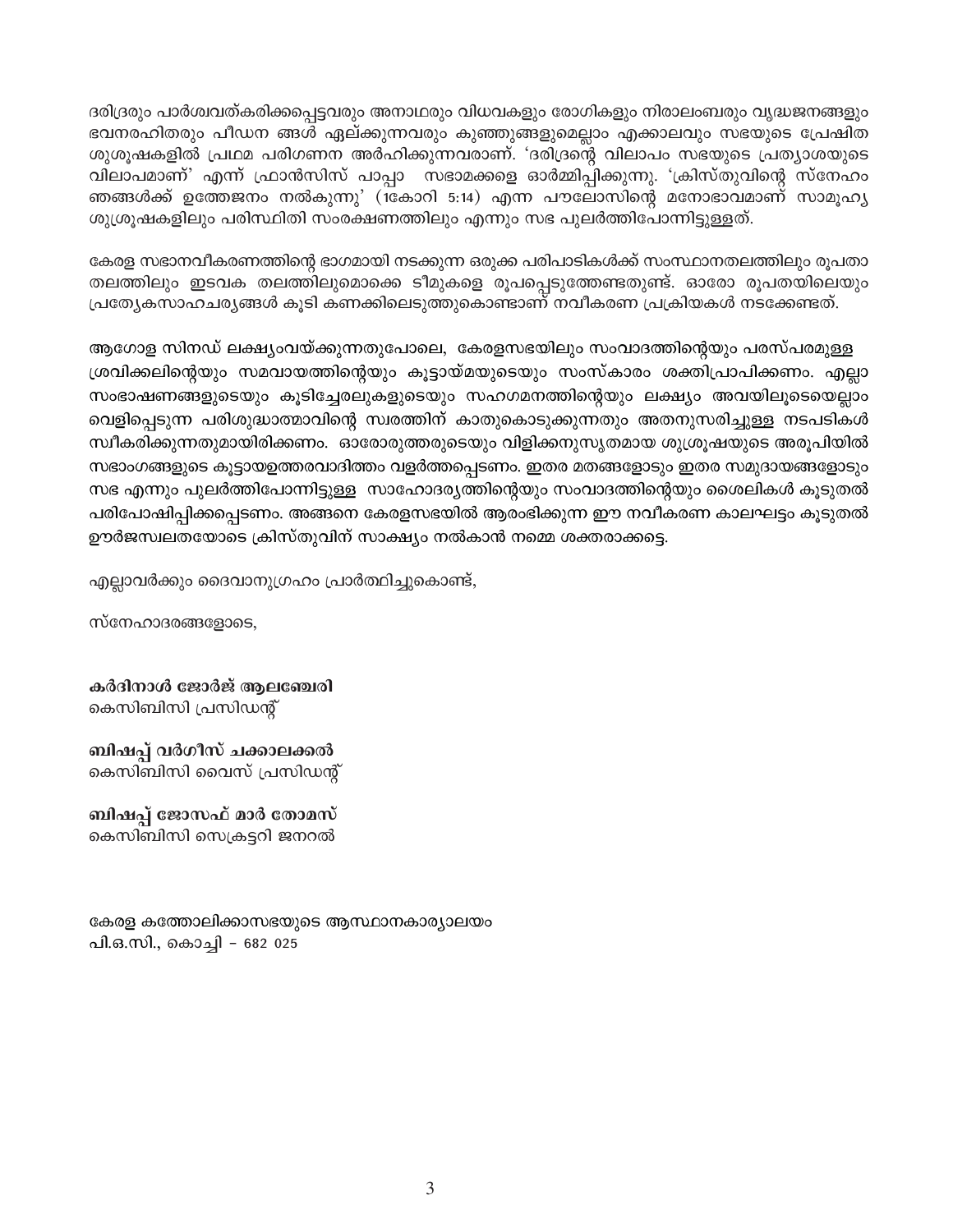ദരിദ്രരും പാർശ്വവത്കരിക്കപ്പെട്ടവരും അനാഥരും വിധവകളും രോഗികളും നിരാലംബരും വൃദ്ധജനങ്ങളും ഭവനരഹിതരും പീഡന ങ്ങൾ ഏല്ക്കുന്നവരും കുഞ്ഞുങ്ങളുമെല്ലാം എക്കാലവും സഭയുടെ പ്രേഷിത ശുശ്രൂഷകളിൽ പ്രഥമ പരിഗണന അർഹിക്കുന്നവരാണ്. 'ദരിദ്രന്റെ വിലാപം സഭയുടെ പ്രത്യാശയുടെ വിലാപമാണ്' എന്ന് ഫ്രാൻസിസ് പാപ്പാ സഭാമക്കളെ ഓർമ്മിപ്പിക്കുന്നു. 'ക്രിസ്തുവിന്റെ സ്നേഹം ഞങ്ങൾക്ക് ഉത്തേജനം നൽകുന്നു' (1കോറി 5:14) എന്ന പൗലോസിന്റെ മനോഭാവമാണ് സാമൂഹ്യ ശുശ്രൂഷകളിലും പരിസ്ഥിതി സംരക്ഷണത്തിലും എന്നും സഭ പുലർത്തിപോന്നിട്ടുള്ളത്.

കേരള സഭാനവീകരണത്തിന്റെ ഭാഗമായി നടക്കുന്ന ഒരുക്ക പരിപാടികൾക്ക് സംസ്ഥാനതലത്തിലും രൂപതാ തലത്തിലും ഇടവക തലത്തിലുമൊക്കെ ടീമുകളെ രൂപപ്പെടുത്തേണ്ടതുണ്ട്. ഓരോ രൂപതയിലെയും പ്രത്യേകസാഹചര്യങ്ങൾ കൂടി കണക്കിലെടുത്തുകൊണ്ടാണ് നവീകരണ പ്രക്രിയകൾ നടക്കേണ്ടത്.

ആഗോള സിനഡ് ലക്ഷ്യംവയ്ക്കുന്നതുപോലെ, കേരളസഭയിലും സംവാദത്തിന്റെയും പരസ്പരമുള്ള ശ്രവിക്കലിന്റെയും സമവായത്തിന്റെയും കൂട്ടായ്മയുടെയും സംസ്കാരം ശക്തിപ്രാപിക്കണം. എല്ലാ സംഭാഷണങ്ങളുടെയും കൂടിച്ചേരലുകളുടെയും സഹഗമനത്തിന്റെയും ലക്ഷ്യം അവയിലൂടെയെല്ലാം വെളിപ്പെടുന്ന പരിശുദ്ധാത്മാവിന്റെ സ്വരത്തിന് കാതുകൊടുക്കുന്നതും അതനുസരിച്ചുള്ള നടപടികൾ സ്വീകരിക്കുന്നതുമായിരിക്കണം. ഓരോരുത്തരുടെയും വിളിക്കനുസൃതമായ ശുശ്രൂഷയുടെ അരൂപിയിൽ സഭാംഗങ്ങളുടെ കൂട്ടായഉത്തരവാദിത്തം വളർത്തപ്പെടണം. ഇതര മതങ്ങളോടും ഇതര സമുദായങ്ങളോടും സഭ എന്നും പുലർത്തിപോന്നിട്ടുള്ള സാഹോദര്യത്തിന്റെയും സംവാദത്തിന്റെയും ശൈലികൾ കൂടുതൽ പരിപോഷിപ്പിക്കപ്പെടണം. അങ്ങനെ കേരളസഭയിൽ ആരംഭിക്കുന്ന ഈ നവീകരണ കാലഘട്ടം കൂടുതൽ ഊർജസ്വലതയോടെ ക്രിസ്തുവിന് സാക്ഷ്യം നൽകാൻ നമ്മെ ശക്തരാക്കട്ടെ.

എല്ലാവർക്കും ദൈവാനുഗ്രഹം പ്രാർത്ഥിച്ചുകൊണ്ട്,

സ്നേഹാദരങ്ങളോടെ,

**കർദിനാൾ ജോർജ് ആലഞ്ചേരി**
കെസിബിസി പ്രസിഡന്റ്

**ബിഷപ്പ് വർഗീസ് ചക്കാലക്കൽ**
കെസിബിസി വൈസ് പ്രസിഡന്റ്

**ബിഷപ്പ് ജോസഫ് മാർ തോമസ്**
കെസിബിസി സെക്രട്ടറി ജനറൽ

കേരള കത്തോലിക്കാസഭയുടെ ആസ്ഥാനകാര്യാലയം
പി.ഒ.സി., കൊച്ചി - 682 025